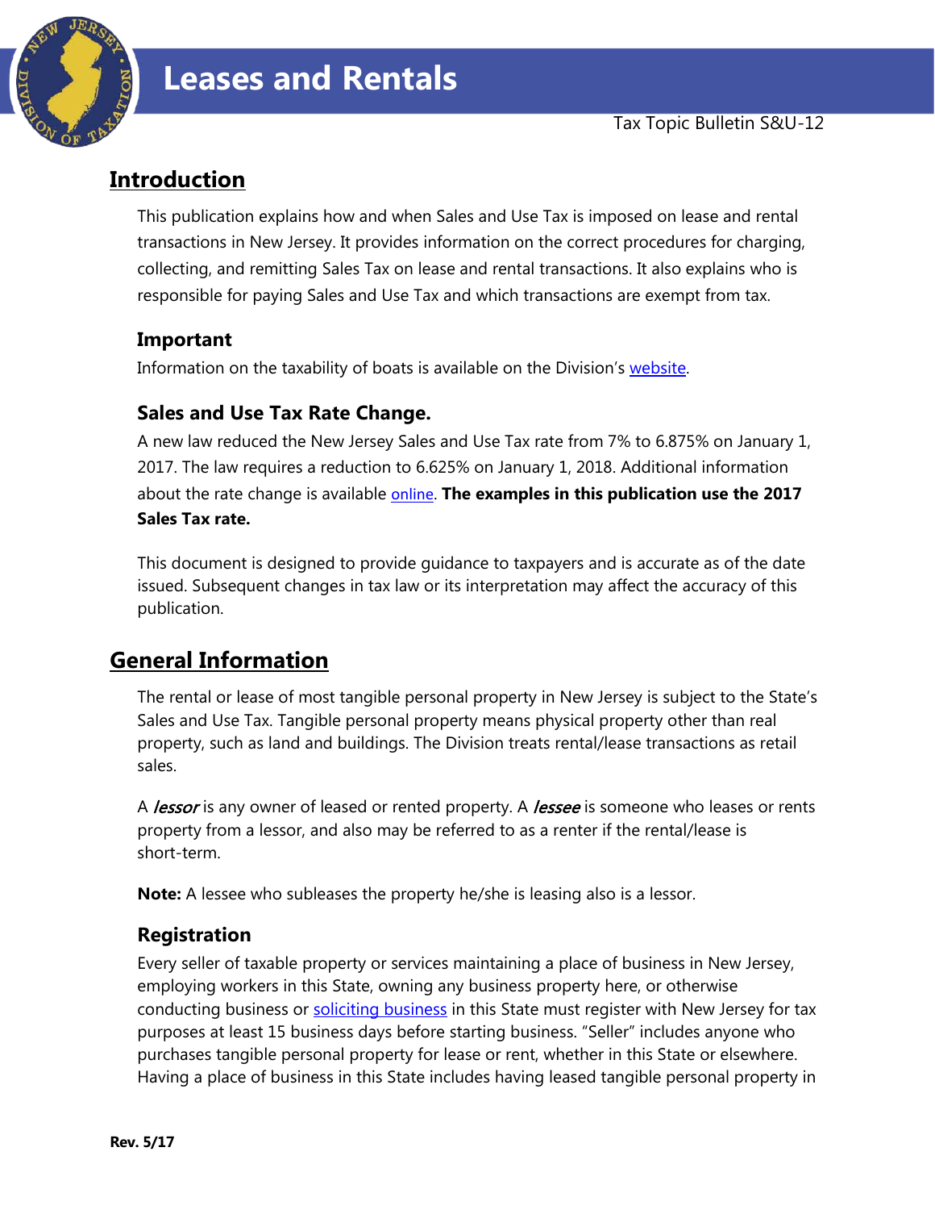# Leases and Rentals

Tax Topic Bulletin S&U-12

## Introduction

This publication explains how and when Sales and Use Tax is imposed on lease and rental transactions in New Jersey. It provides information on the correct procedures for charging, collecting, and remitting Sales Tax on lease and rental transactions. It also explains who is responsible for paying Sales and Use Tax and which transactions are exempt from tax.

### Important

Information on the taxability of boats is available on the Division's website.

### Sales and Use Tax Rate Change.

A new law reduced the New Jersey Sales and Use Tax rate from 7% to 6.875% on January 1, 2017. The law requires a reduction to 6.625% on January 1, 2018. Additional information about the rate change is available online. **The examples in this publication use the 2017 Sales Tax rate.**

This document is designed to provide guidance to taxpayers and is accurate as of the date issued. Subsequent changes in tax law or its interpretation may affect the accuracy of this publication.

## General Information

The rental or lease of most tangible personal property in New Jersey is subject to the State's Sales and Use Tax. Tangible personal property means physical property other than real property, such as land and buildings. The Division treats rental/lease transactions as retail sales.

A ***lessor*** is any owner of leased or rented property. A ***lessee*** is someone who leases or rents property from a lessor, and also may be referred to as a renter if the rental/lease is short-term.

**Note:** A lessee who subleases the property he/she is leasing also is a lessor.

### Registration

Every seller of taxable property or services maintaining a place of business in New Jersey, employing workers in this State, owning any business property here, or otherwise conducting business or soliciting business in this State must register with New Jersey for tax purposes at least 15 business days before starting business. "Seller" includes anyone who purchases tangible personal property for lease or rent, whether in this State or elsewhere. Having a place of business in this State includes having leased tangible personal property in

Rev. 5/17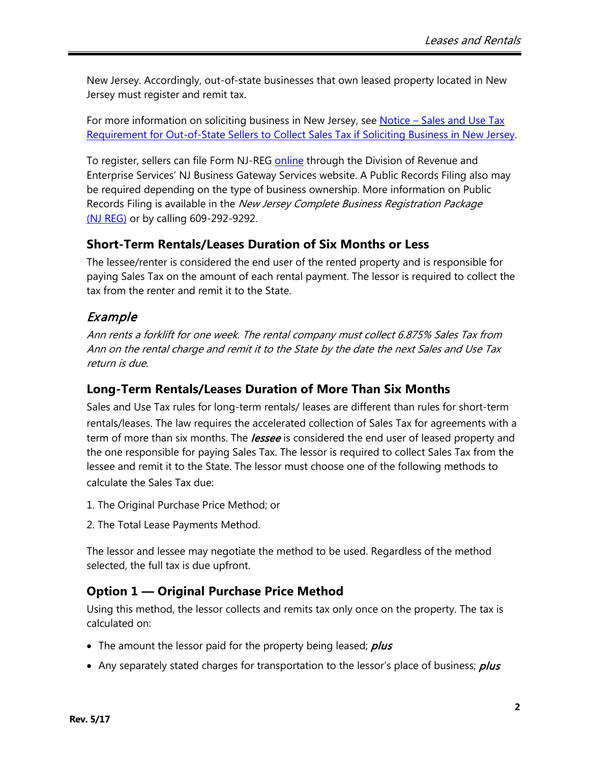New Jersey. Accordingly, out-of-state businesses that own leased property located in New Jersey must register and remit tax.

For more information on soliciting business in New Jersey, see [Notice – Sales and Use Tax Requirement for Out-of-State Sellers to Collect Sales Tax if Soliciting Business in New Jersey](#).

To register, sellers can file Form NJ-REG [online](#) through the Division of Revenue and Enterprise Services' NJ Business Gateway Services website. A Public Records Filing also may be required depending on the type of business ownership. More information on Public Records Filing is available in the *New Jersey Complete Business Registration Package* [(NJ REG)](#) or by calling 609-292-9292.

### Short-Term Rentals/Leases Duration of Six Months or Less

The lessee/renter is considered the end user of the rented property and is responsible for paying Sales Tax on the amount of each rental payment. The lessor is required to collect the tax from the renter and remit it to the State.

### *Example*

*Ann rents a forklift for one week. The rental company must collect 6.875% Sales Tax from Ann on the rental charge and remit it to the State by the date the next Sales and Use Tax return is due.*

### Long-Term Rentals/Leases Duration of More Than Six Months

Sales and Use Tax rules for long-term rentals/ leases are different than rules for short-term rentals/leases. The law requires the accelerated collection of Sales Tax for agreements with a term of more than six months. The ***lessee*** is considered the end user of leased property and the one responsible for paying Sales Tax. The lessor is required to collect Sales Tax from the lessee and remit it to the State. The lessor must choose one of the following methods to calculate the Sales Tax due:

1. The Original Purchase Price Method; or
2. The Total Lease Payments Method.

The lessor and lessee may negotiate the method to be used. Regardless of the method selected, the full tax is due upfront.

### Option 1 — Original Purchase Price Method

Using this method, the lessor collects and remits tax only once on the property. The tax is calculated on:

- The amount the lessor paid for the property being leased; ***plus***
- Any separately stated charges for transportation to the lessor's place of business; ***plus***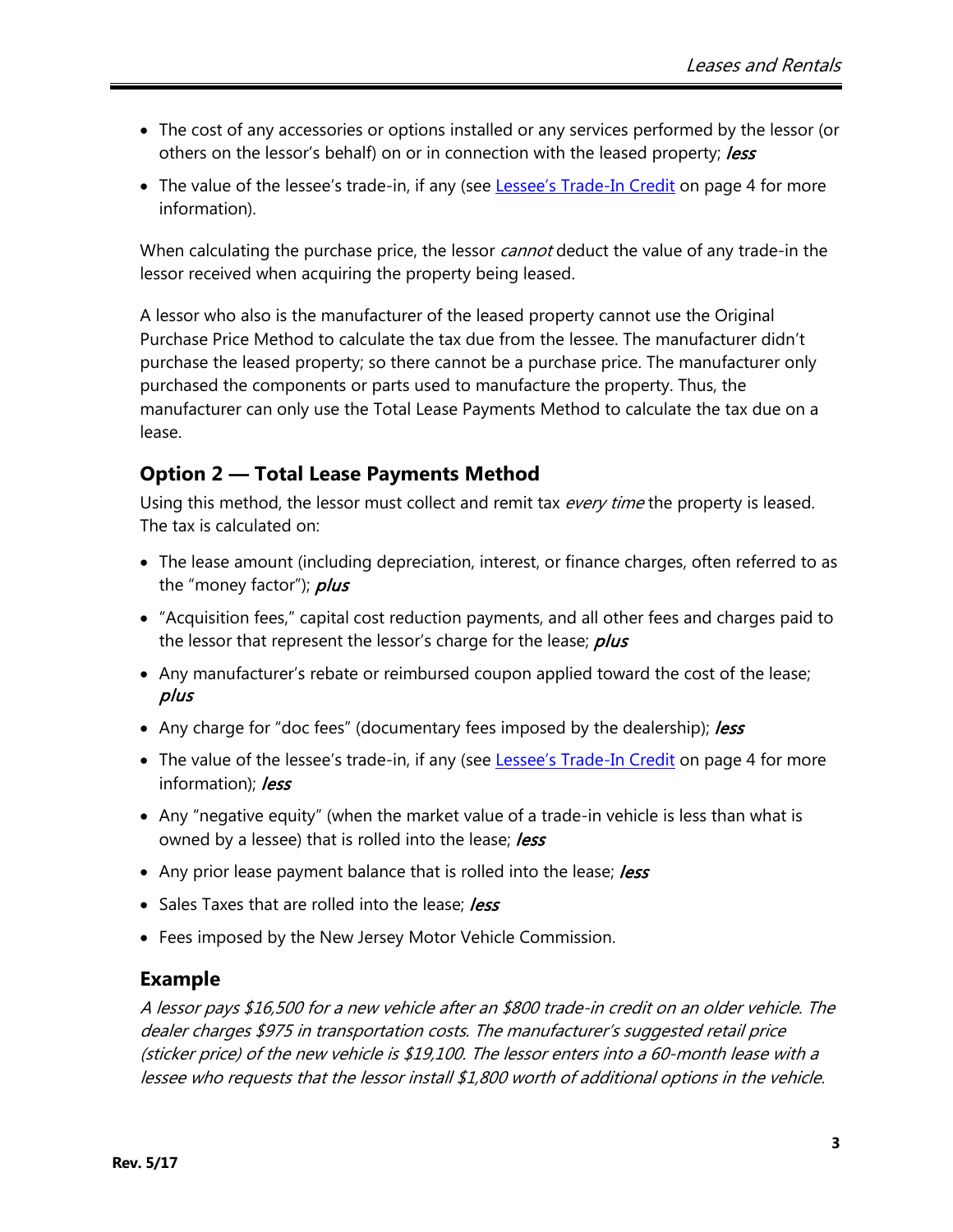- The cost of any accessories or options installed or any services performed by the lessor (or others on the lessor's behalf) on or in connection with the leased property; *less*
- The value of the lessee's trade-in, if any (see Lessee's Trade-In Credit on page 4 for more information).

When calculating the purchase price, the lessor *cannot* deduct the value of any trade-in the lessor received when acquiring the property being leased.

A lessor who also is the manufacturer of the leased property cannot use the Original Purchase Price Method to calculate the tax due from the lessee. The manufacturer didn't purchase the leased property; so there cannot be a purchase price. The manufacturer only purchased the components or parts used to manufacture the property. Thus, the manufacturer can only use the Total Lease Payments Method to calculate the tax due on a lease.

## Option 2 — Total Lease Payments Method

Using this method, the lessor must collect and remit tax *every time* the property is leased. The tax is calculated on:

- The lease amount (including depreciation, interest, or finance charges, often referred to as the "money factor"); ***plus***
- "Acquisition fees," capital cost reduction payments, and all other fees and charges paid to the lessor that represent the lessor's charge for the lease; ***plus***
- Any manufacturer's rebate or reimbursed coupon applied toward the cost of the lease; ***plus***
- Any charge for "doc fees" (documentary fees imposed by the dealership); ***less***
- The value of the lessee's trade-in, if any (see Lessee's Trade-In Credit on page 4 for more information); ***less***
- Any "negative equity" (when the market value of a trade-in vehicle is less than what is owned by a lessee) that is rolled into the lease; ***less***
- Any prior lease payment balance that is rolled into the lease; ***less***
- Sales Taxes that are rolled into the lease; ***less***
- Fees imposed by the New Jersey Motor Vehicle Commission.

## Example

*A lessor pays $16,500 for a new vehicle after an $800 trade-in credit on an older vehicle. The dealer charges $975 in transportation costs. The manufacturer's suggested retail price (sticker price) of the new vehicle is $19,100. The lessor enters into a 60-month lease with a lessee who requests that the lessor install $1,800 worth of additional options in the vehicle.*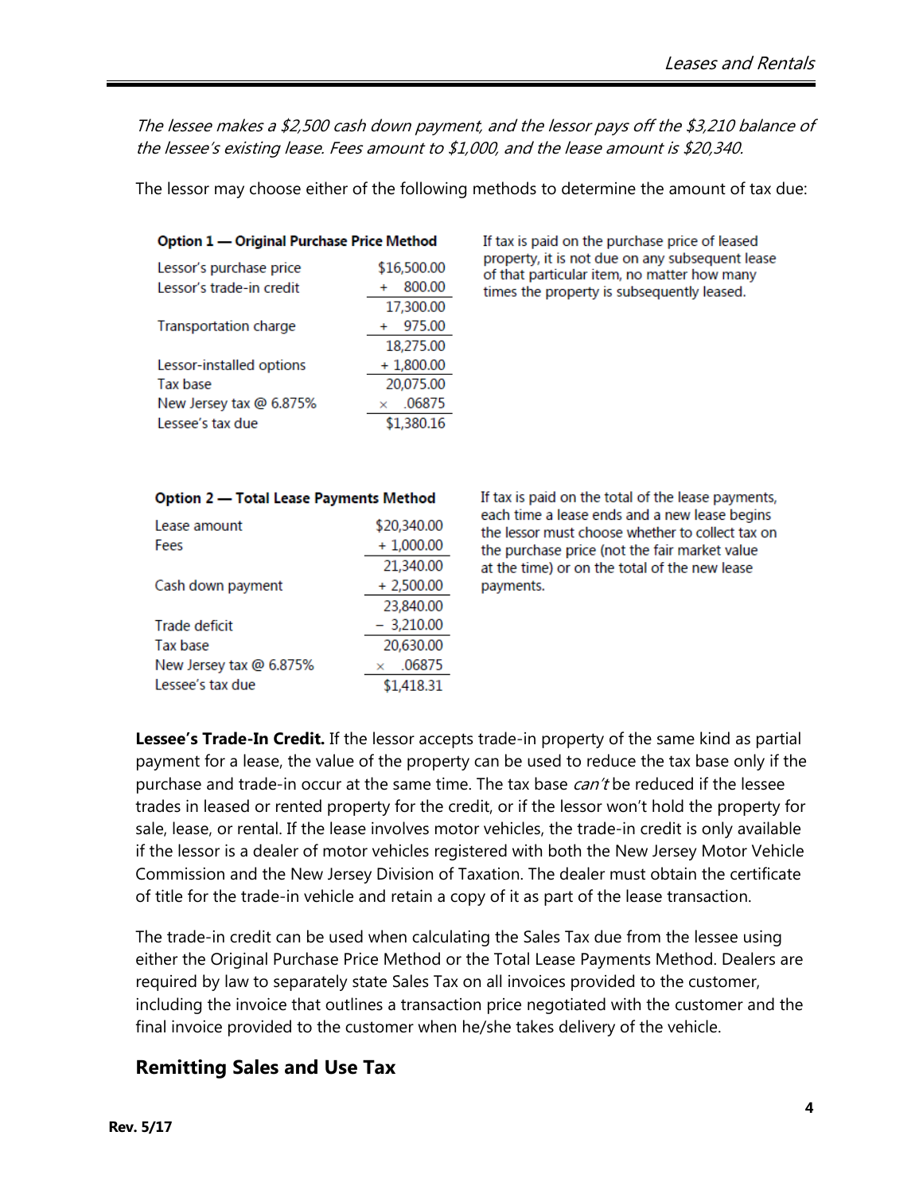*The lessee makes a $2,500 cash down payment, and the lessor pays off the $3,210 balance of the lessee's existing lease. Fees amount to $1,000, and the lease amount is $20,340.*

The lessor may choose either of the following methods to determine the amount of tax due:

**Option 1 — Original Purchase Price Method**

| | |
|---|---|
| Lessor's purchase price | $16,500.00 |
| Lessor's trade-in credit | + 800.00 |
| | 17,300.00 |
| Transportation charge | + 975.00 |
| | 18,275.00 |
| Lessor-installed options | + 1,800.00 |
| Tax base | 20,075.00 |
| New Jersey tax @ 6.875% | × .06875 |
| Lessee's tax due | $1,380.16 |

If tax is paid on the purchase price of leased property, it is not due on any subsequent lease of that particular item, no matter how many times the property is subsequently leased.

**Option 2 — Total Lease Payments Method**

| | |
|---|---|
| Lease amount | $20,340.00 |
| Fees | + 1,000.00 |
| | 21,340.00 |
| Cash down payment | + 2,500.00 |
| | 23,840.00 |
| Trade deficit | − 3,210.00 |
| Tax base | 20,630.00 |
| New Jersey tax @ 6.875% | × .06875 |
| Lessee's tax due | $1,418.31 |

If tax is paid on the total of the lease payments, each time a lease ends and a new lease begins the lessor must choose whether to collect tax on the purchase price (not the fair market value at the time) or on the total of the new lease payments.

**Lessee's Trade-In Credit.** If the lessor accepts trade-in property of the same kind as partial payment for a lease, the value of the property can be used to reduce the tax base only if the purchase and trade-in occur at the same time. The tax base *can't* be reduced if the lessee trades in leased or rented property for the credit, or if the lessor won't hold the property for sale, lease, or rental. If the lease involves motor vehicles, the trade-in credit is only available if the lessor is a dealer of motor vehicles registered with both the New Jersey Motor Vehicle Commission and the New Jersey Division of Taxation. The dealer must obtain the certificate of title for the trade-in vehicle and retain a copy of it as part of the lease transaction.

The trade-in credit can be used when calculating the Sales Tax due from the lessee using either the Original Purchase Price Method or the Total Lease Payments Method. Dealers are required by law to separately state Sales Tax on all invoices provided to the customer, including the invoice that outlines a transaction price negotiated with the customer and the final invoice provided to the customer when he/she takes delivery of the vehicle.

## Remitting Sales and Use Tax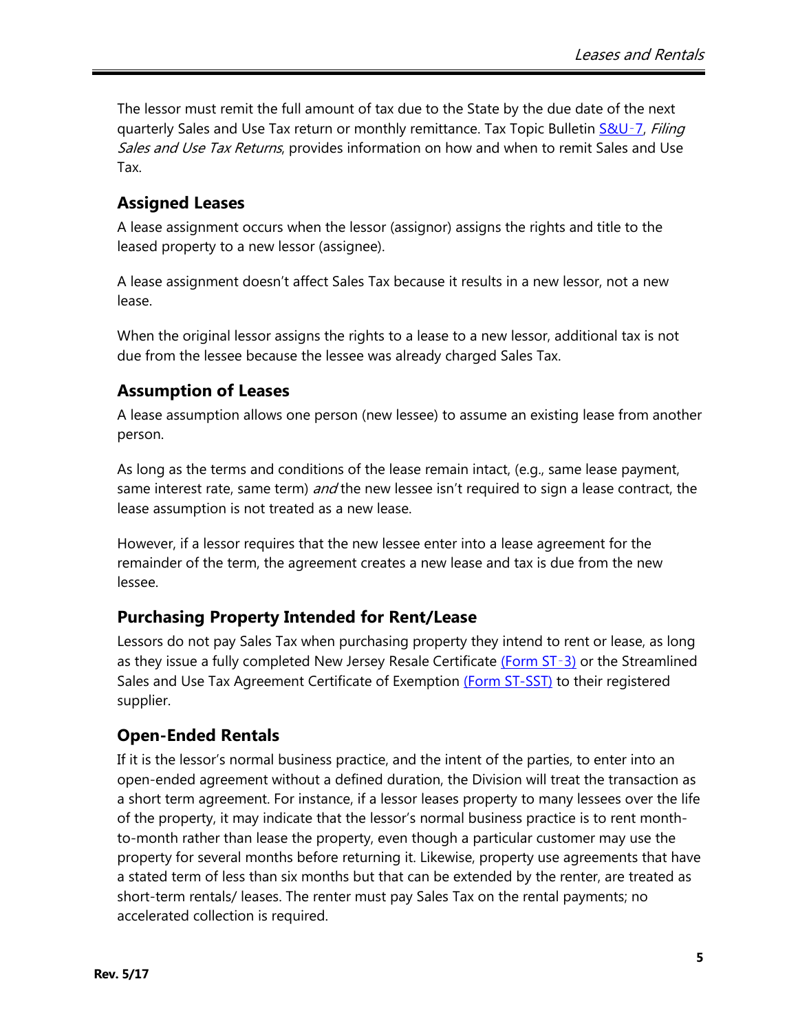The lessor must remit the full amount of tax due to the State by the due date of the next quarterly Sales and Use Tax return or monthly remittance. Tax Topic Bulletin S&U-7, *Filing Sales and Use Tax Returns*, provides information on how and when to remit Sales and Use Tax.

### Assigned Leases

A lease assignment occurs when the lessor (assignor) assigns the rights and title to the leased property to a new lessor (assignee).

A lease assignment doesn't affect Sales Tax because it results in a new lessor, not a new lease.

When the original lessor assigns the rights to a lease to a new lessor, additional tax is not due from the lessee because the lessee was already charged Sales Tax.

### Assumption of Leases

A lease assumption allows one person (new lessee) to assume an existing lease from another person.

As long as the terms and conditions of the lease remain intact, (e.g., same lease payment, same interest rate, same term) *and* the new lessee isn't required to sign a lease contract, the lease assumption is not treated as a new lease.

However, if a lessor requires that the new lessee enter into a lease agreement for the remainder of the term, the agreement creates a new lease and tax is due from the new lessee.

### Purchasing Property Intended for Rent/Lease

Lessors do not pay Sales Tax when purchasing property they intend to rent or lease, as long as they issue a fully completed New Jersey Resale Certificate (Form ST-3) or the Streamlined Sales and Use Tax Agreement Certificate of Exemption (Form ST-SST) to their registered supplier.

### Open-Ended Rentals

If it is the lessor's normal business practice, and the intent of the parties, to enter into an open-ended agreement without a defined duration, the Division will treat the transaction as a short term agreement. For instance, if a lessor leases property to many lessees over the life of the property, it may indicate that the lessor's normal business practice is to rent month-to-month rather than lease the property, even though a particular customer may use the property for several months before returning it. Likewise, property use agreements that have a stated term of less than six months but that can be extended by the renter, are treated as short-term rentals/ leases. The renter must pay Sales Tax on the rental payments; no accelerated collection is required.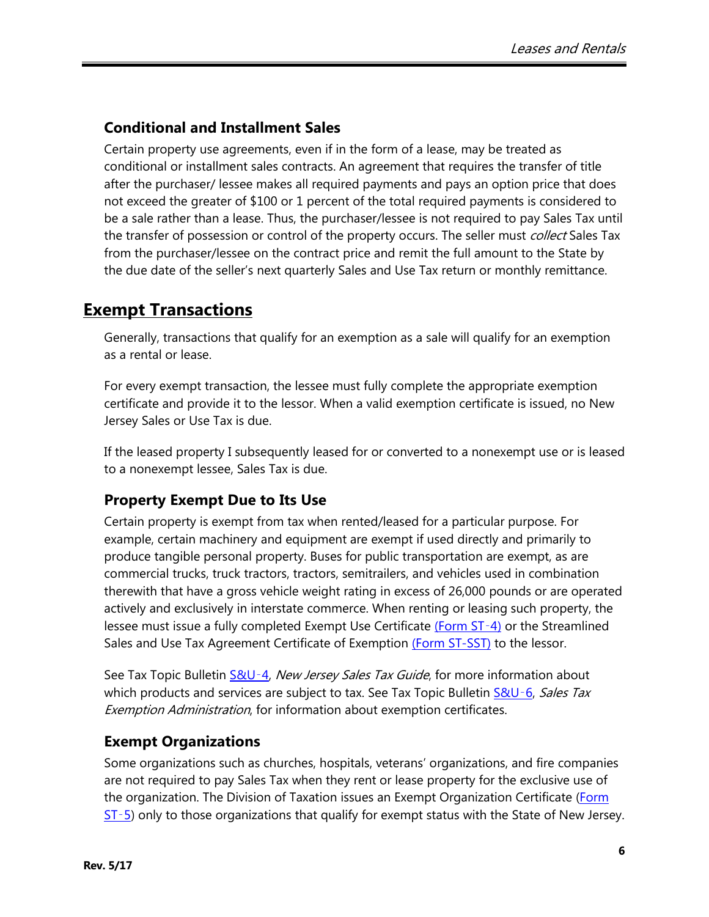### Conditional and Installment Sales

Certain property use agreements, even if in the form of a lease, may be treated as conditional or installment sales contracts. An agreement that requires the transfer of title after the purchaser/ lessee makes all required payments and pays an option price that does not exceed the greater of $100 or 1 percent of the total required payments is considered to be a sale rather than a lease. Thus, the purchaser/lessee is not required to pay Sales Tax until the transfer of possession or control of the property occurs. The seller must *collect* Sales Tax from the purchaser/lessee on the contract price and remit the full amount to the State by the due date of the seller's next quarterly Sales and Use Tax return or monthly remittance.

## Exempt Transactions

Generally, transactions that qualify for an exemption as a sale will qualify for an exemption as a rental or lease.

For every exempt transaction, the lessee must fully complete the appropriate exemption certificate and provide it to the lessor. When a valid exemption certificate is issued, no New Jersey Sales or Use Tax is due.

If the leased property I subsequently leased for or converted to a nonexempt use or is leased to a nonexempt lessee, Sales Tax is due.

### Property Exempt Due to Its Use

Certain property is exempt from tax when rented/leased for a particular purpose. For example, certain machinery and equipment are exempt if used directly and primarily to produce tangible personal property. Buses for public transportation are exempt, as are commercial trucks, truck tractors, tractors, semitrailers, and vehicles used in combination therewith that have a gross vehicle weight rating in excess of 26,000 pounds or are operated actively and exclusively in interstate commerce. When renting or leasing such property, the lessee must issue a fully completed Exempt Use Certificate (Form ST-4) or the Streamlined Sales and Use Tax Agreement Certificate of Exemption (Form ST-SST) to the lessor.

See Tax Topic Bulletin S&U-4, *New Jersey Sales Tax Guide*, for more information about which products and services are subject to tax. See Tax Topic Bulletin S&U-6, *Sales Tax Exemption Administration*, for information about exemption certificates.

### Exempt Organizations

Some organizations such as churches, hospitals, veterans' organizations, and fire companies are not required to pay Sales Tax when they rent or lease property for the exclusive use of the organization. The Division of Taxation issues an Exempt Organization Certificate (Form ST-5) only to those organizations that qualify for exempt status with the State of New Jersey.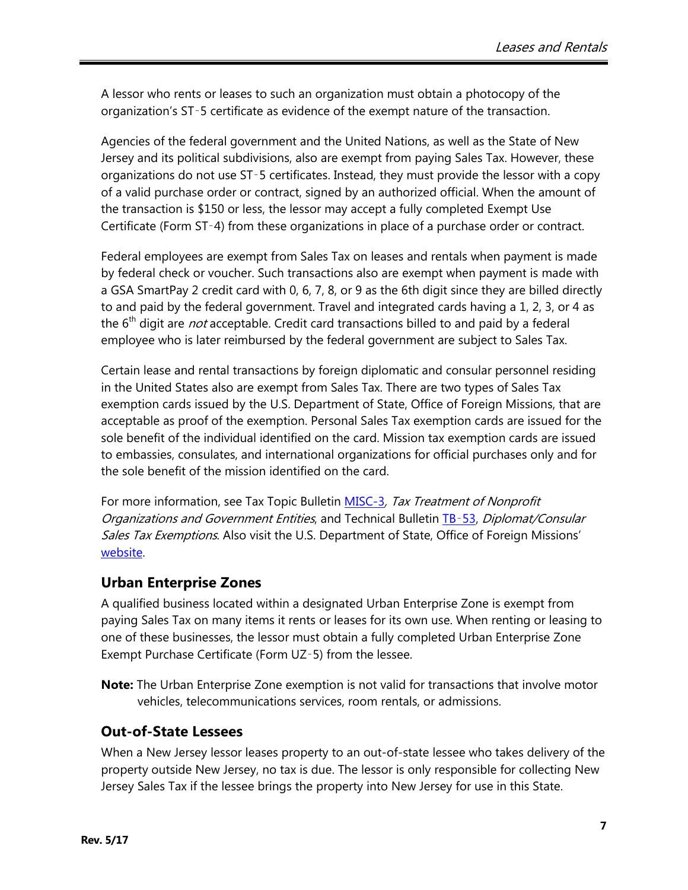A lessor who rents or leases to such an organization must obtain a photocopy of the organization's ST‑5 certificate as evidence of the exempt nature of the transaction.

Agencies of the federal government and the United Nations, as well as the State of New Jersey and its political subdivisions, also are exempt from paying Sales Tax. However, these organizations do not use ST‑5 certificates. Instead, they must provide the lessor with a copy of a valid purchase order or contract, signed by an authorized official. When the amount of the transaction is $150 or less, the lessor may accept a fully completed Exempt Use Certificate (Form ST‑4) from these organizations in place of a purchase order or contract.

Federal employees are exempt from Sales Tax on leases and rentals when payment is made by federal check or voucher. Such transactions also are exempt when payment is made with a GSA SmartPay 2 credit card with 0, 6, 7, 8, or 9 as the 6th digit since they are billed directly to and paid by the federal government. Travel and integrated cards having a 1, 2, 3, or 4 as the 6th digit are *not* acceptable. Credit card transactions billed to and paid by a federal employee who is later reimbursed by the federal government are subject to Sales Tax.

Certain lease and rental transactions by foreign diplomatic and consular personnel residing in the United States also are exempt from Sales Tax. There are two types of Sales Tax exemption cards issued by the U.S. Department of State, Office of Foreign Missions, that are acceptable as proof of the exemption. Personal Sales Tax exemption cards are issued for the sole benefit of the individual identified on the card. Mission tax exemption cards are issued to embassies, consulates, and international organizations for official purchases only and for the sole benefit of the mission identified on the card.

For more information, see Tax Topic Bulletin MISC-3*, Tax Treatment of Nonprofit Organizations and Government Entities*, and Technical Bulletin TB‑53, *Diplomat/Consular Sales Tax Exemptions*. Also visit the U.S. Department of State, Office of Foreign Missions' website.

## Urban Enterprise Zones

A qualified business located within a designated Urban Enterprise Zone is exempt from paying Sales Tax on many items it rents or leases for its own use. When renting or leasing to one of these businesses, the lessor must obtain a fully completed Urban Enterprise Zone Exempt Purchase Certificate (Form UZ‑5) from the lessee.

**Note:** The Urban Enterprise Zone exemption is not valid for transactions that involve motor vehicles, telecommunications services, room rentals, or admissions.

## Out-of-State Lessees

When a New Jersey lessor leases property to an out-of-state lessee who takes delivery of the property outside New Jersey, no tax is due. The lessor is only responsible for collecting New Jersey Sales Tax if the lessee brings the property into New Jersey for use in this State.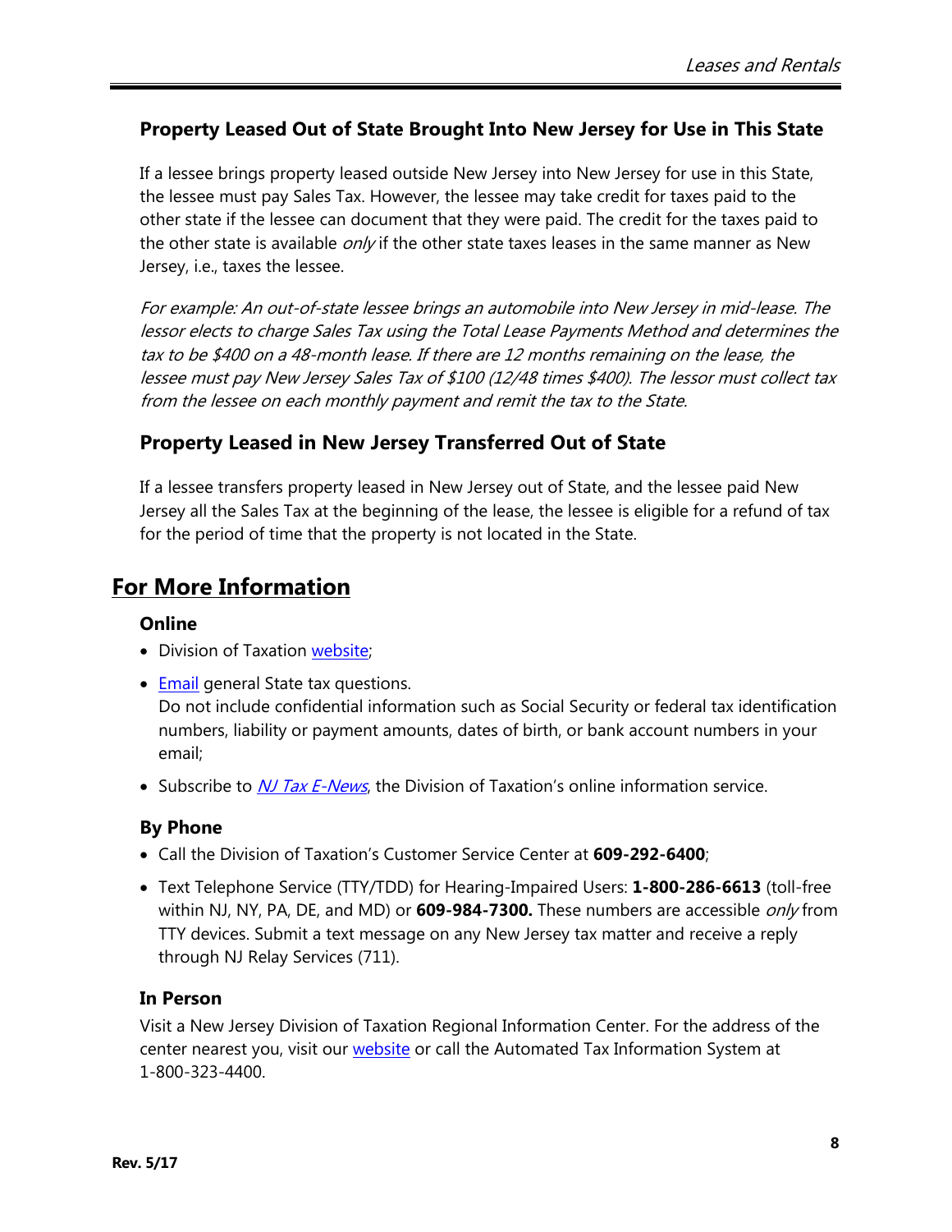### Property Leased Out of State Brought Into New Jersey for Use in This State

If a lessee brings property leased outside New Jersey into New Jersey for use in this State, the lessee must pay Sales Tax. However, the lessee may take credit for taxes paid to the other state if the lessee can document that they were paid. The credit for the taxes paid to the other state is available *only* if the other state taxes leases in the same manner as New Jersey, i.e., taxes the lessee.

*For example: An out-of-state lessee brings an automobile into New Jersey in mid-lease. The lessor elects to charge Sales Tax using the Total Lease Payments Method and determines the tax to be $400 on a 48-month lease. If there are 12 months remaining on the lease, the lessee must pay New Jersey Sales Tax of $100 (12/48 times $400). The lessor must collect tax from the lessee on each monthly payment and remit the tax to the State.*

### Property Leased in New Jersey Transferred Out of State

If a lessee transfers property leased in New Jersey out of State, and the lessee paid New Jersey all the Sales Tax at the beginning of the lease, the lessee is eligible for a refund of tax for the period of time that the property is not located in the State.

## For More Information

### Online

- Division of Taxation website;
- Email general State tax questions.
  Do not include confidential information such as Social Security or federal tax identification numbers, liability or payment amounts, dates of birth, or bank account numbers in your email;
- Subscribe to *NJ Tax E-News*, the Division of Taxation's online information service.

### By Phone

- Call the Division of Taxation's Customer Service Center at **609-292-6400**;
- Text Telephone Service (TTY/TDD) for Hearing-Impaired Users: **1-800-286-6613** (toll-free within NJ, NY, PA, DE, and MD) or **609-984-7300.** These numbers are accessible *only* from TTY devices. Submit a text message on any New Jersey tax matter and receive a reply through NJ Relay Services (711).

### In Person

Visit a New Jersey Division of Taxation Regional Information Center. For the address of the center nearest you, visit our website or call the Automated Tax Information System at 1-800-323-4400.

**Rev. 5/17**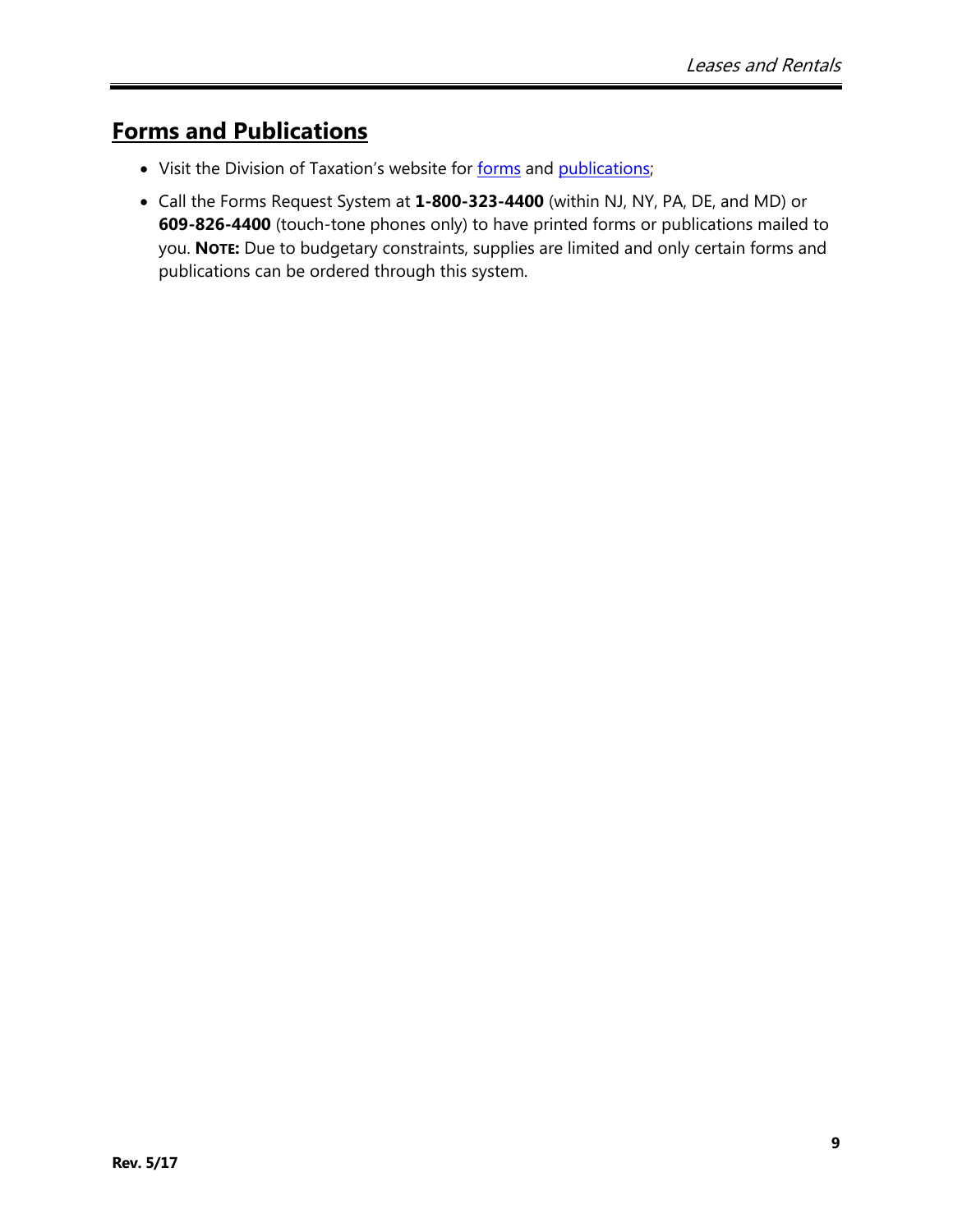## Forms and Publications

- Visit the Division of Taxation's website for forms and publications;
- Call the Forms Request System at **1-800-323-4400** (within NJ, NY, PA, DE, and MD) or **609-826-4400** (touch-tone phones only) to have printed forms or publications mailed to you. **NOTE:** Due to budgetary constraints, supplies are limited and only certain forms and publications can be ordered through this system.